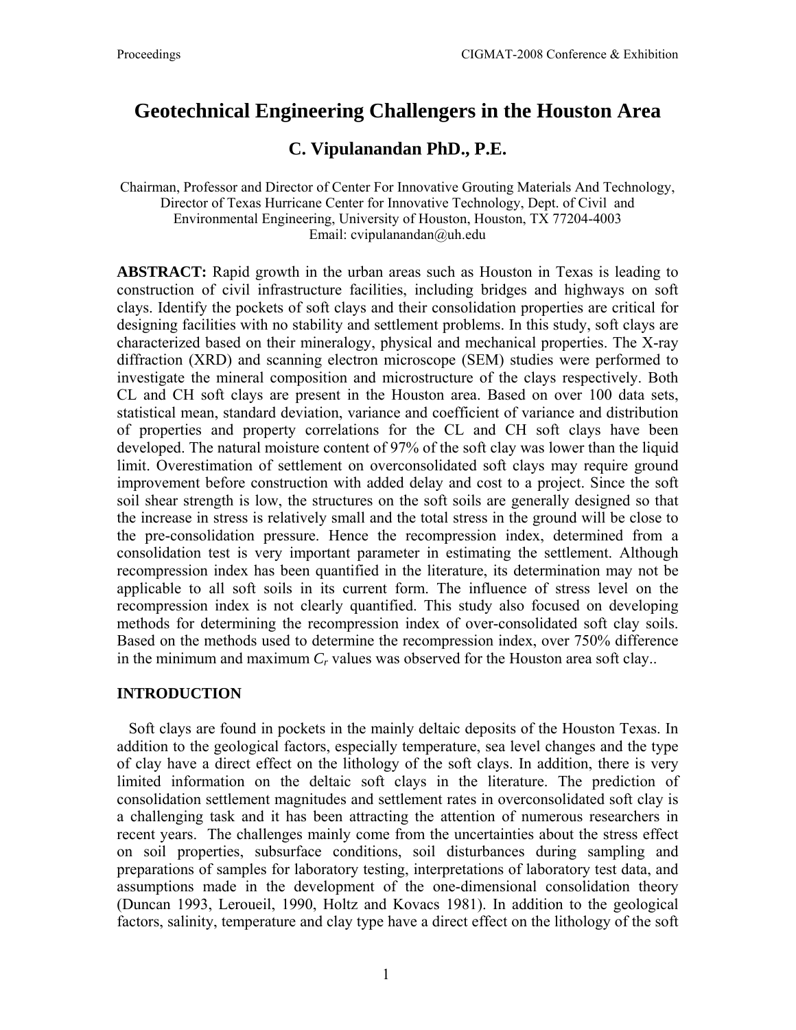# Geotechnical Engineering Challengers in the Houston Area

## C. Vipulanandan PhD., P.E.

Chairman, Professor and Director of Center For Innovative Grouting Materials And Technology, Director of Texas Hurricane Center for Innovative Technology, Dept. of Civil and Environmental Engineering, University of Houston, Houston, TX 77204-4003
Email: cvipulanandan@uh.edu

**ABSTRACT:** Rapid growth in the urban areas such as Houston in Texas is leading to construction of civil infrastructure facilities, including bridges and highways on soft clays. Identify the pockets of soft clays and their consolidation properties are critical for designing facilities with no stability and settlement problems. In this study, soft clays are characterized based on their mineralogy, physical and mechanical properties. The X-ray diffraction (XRD) and scanning electron microscope (SEM) studies were performed to investigate the mineral composition and microstructure of the clays respectively. Both CL and CH soft clays are present in the Houston area. Based on over 100 data sets, statistical mean, standard deviation, variance and coefficient of variance and distribution of properties and property correlations for the CL and CH soft clays have been developed. The natural moisture content of 97% of the soft clay was lower than the liquid limit. Overestimation of settlement on overconsolidated soft clays may require ground improvement before construction with added delay and cost to a project. Since the soft soil shear strength is low, the structures on the soft soils are generally designed so that the increase in stress is relatively small and the total stress in the ground will be close to the pre-consolidation pressure. Hence the recompression index, determined from a consolidation test is very important parameter in estimating the settlement. Although recompression index has been quantified in the literature, its determination may not be applicable to all soft soils in its current form. The influence of stress level on the recompression index is not clearly quantified. This study also focused on developing methods for determining the recompression index of over-consolidated soft clay soils. Based on the methods used to determine the recompression index, over 750% difference in the minimum and maximum $C_r$ values was observed for the Houston area soft clay..

## INTRODUCTION

Soft clays are found in pockets in the mainly deltaic deposits of the Houston Texas. In addition to the geological factors, especially temperature, sea level changes and the type of clay have a direct effect on the lithology of the soft clays. In addition, there is very limited information on the deltaic soft clays in the literature. The prediction of consolidation settlement magnitudes and settlement rates in overconsolidated soft clay is a challenging task and it has been attracting the attention of numerous researchers in recent years. The challenges mainly come from the uncertainties about the stress effect on soil properties, subsurface conditions, soil disturbances during sampling and preparations of samples for laboratory testing, interpretations of laboratory test data, and assumptions made in the development of the one-dimensional consolidation theory (Duncan 1993, Leroueil, 1990, Holtz and Kovacs 1981). In addition to the geological factors, salinity, temperature and clay type have a direct effect on the lithology of the soft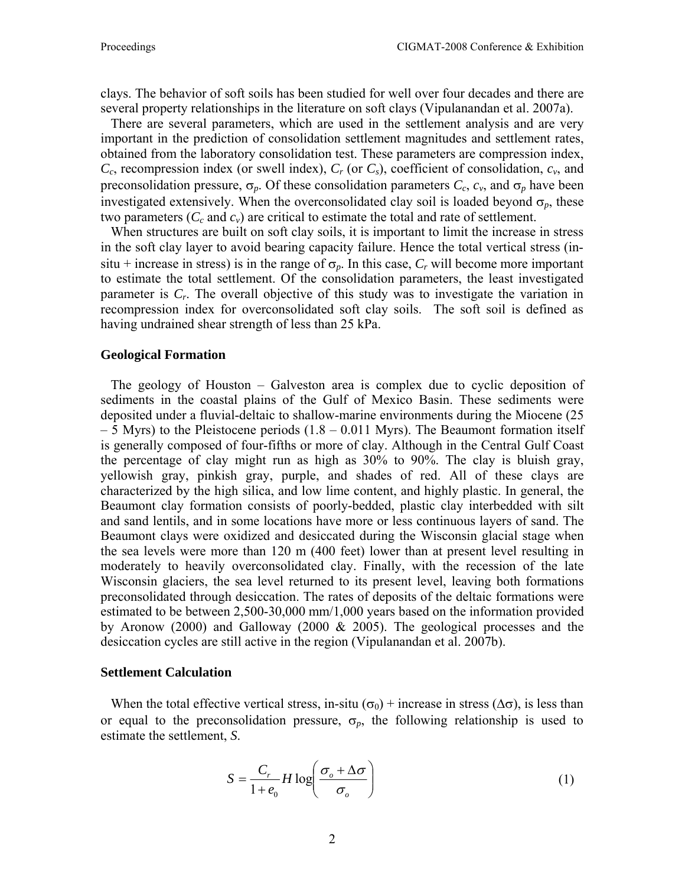clays. The behavior of soft soils has been studied for well over four decades and there are several property relationships in the literature on soft clays (Vipulanandan et al. 2007a).

There are several parameters, which are used in the settlement analysis and are very important in the prediction of consolidation settlement magnitudes and settlement rates, obtained from the laboratory consolidation test. These parameters are compression index, $C_c$, recompression index (or swell index), $C_r$ (or $C_s$), coefficient of consolidation, $c_v$, and preconsolidation pressure, $\sigma_p$. Of these consolidation parameters $C_c$, $c_v$, and $\sigma_p$ have been investigated extensively. When the overconsolidated clay soil is loaded beyond $\sigma_p$, these two parameters ($C_c$ and $c_v$) are critical to estimate the total and rate of settlement.

When structures are built on soft clay soils, it is important to limit the increase in stress in the soft clay layer to avoid bearing capacity failure. Hence the total vertical stress (in-situ + increase in stress) is in the range of $\sigma_p$. In this case, $C_r$ will become more important to estimate the total settlement. Of the consolidation parameters, the least investigated parameter is $C_r$. The overall objective of this study was to investigate the variation in recompression index for overconsolidated soft clay soils. The soft soil is defined as having undrained shear strength of less than 25 kPa.

### Geological Formation

The geology of Houston – Galveston area is complex due to cyclic deposition of sediments in the coastal plains of the Gulf of Mexico Basin. These sediments were deposited under a fluvial-deltaic to shallow-marine environments during the Miocene (25 – 5 Myrs) to the Pleistocene periods (1.8 – 0.011 Myrs). The Beaumont formation itself is generally composed of four-fifths or more of clay. Although in the Central Gulf Coast the percentage of clay might run as high as 30% to 90%. The clay is bluish gray, yellowish gray, pinkish gray, purple, and shades of red. All of these clays are characterized by the high silica, and low lime content, and highly plastic. In general, the Beaumont clay formation consists of poorly-bedded, plastic clay interbedded with silt and sand lentils, and in some locations have more or less continuous layers of sand. The Beaumont clays were oxidized and desiccated during the Wisconsin glacial stage when the sea levels were more than 120 m (400 feet) lower than at present level resulting in moderately to heavily overconsolidated clay. Finally, with the recession of the late Wisconsin glaciers, the sea level returned to its present level, leaving both formations preconsolidated through desiccation. The rates of deposits of the deltaic formations were estimated to be between 2,500-30,000 mm/1,000 years based on the information provided by Aronow (2000) and Galloway (2000 & 2005). The geological processes and the desiccation cycles are still active in the region (Vipulanandan et al. 2007b).

### Settlement Calculation

When the total effective vertical stress, in-situ ($\sigma_0$) + increase in stress ($\Delta\sigma$), is less than or equal to the preconsolidation pressure, $\sigma_p$, the following relationship is used to estimate the settlement, $S$.

$$S = \frac{C_r}{1+e_0} H \log\left(\frac{\sigma_o + \Delta\sigma}{\sigma_o}\right) \tag{1}$$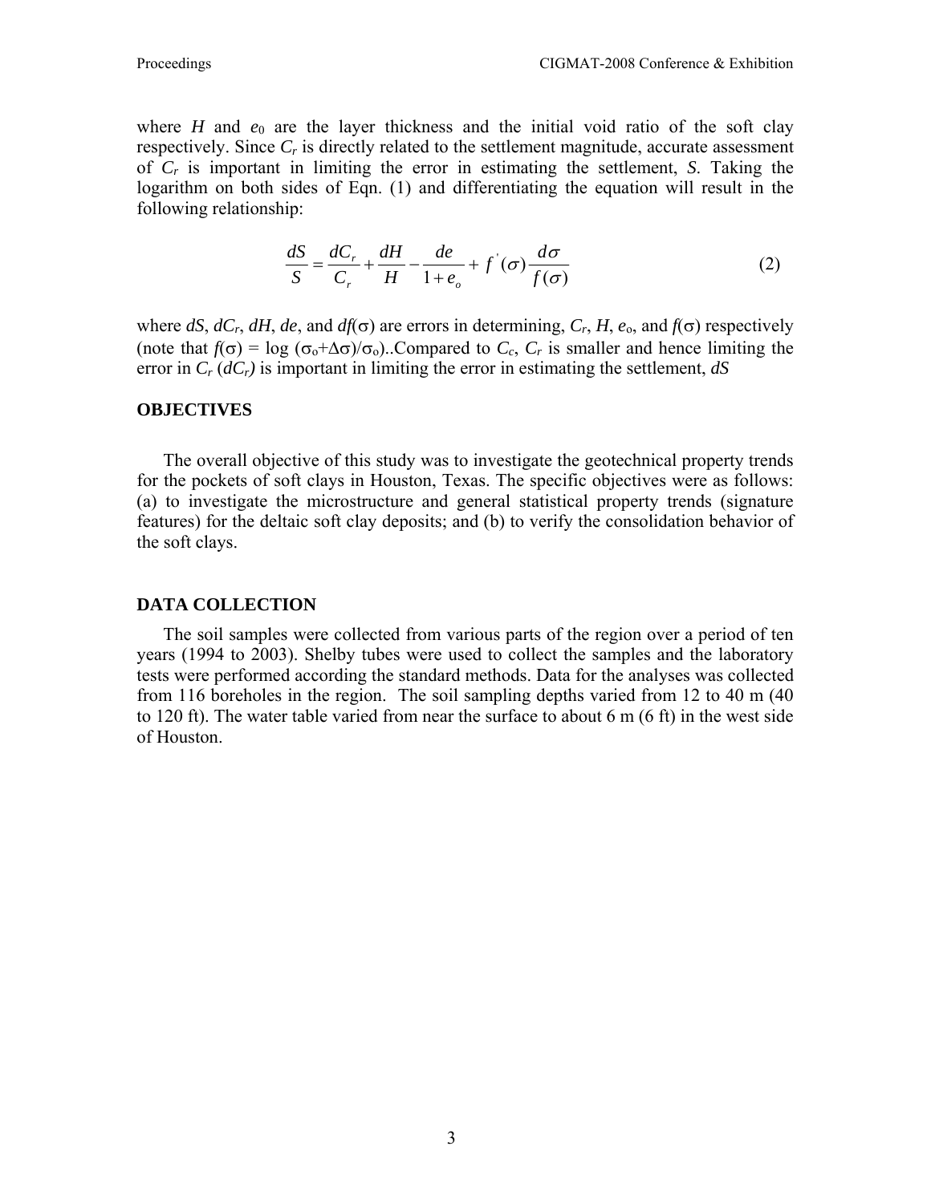where $H$ and $e_0$ are the layer thickness and the initial void ratio of the soft clay respectively. Since $C_r$ is directly related to the settlement magnitude, accurate assessment of $C_r$ is important in limiting the error in estimating the settlement, $S$. Taking the logarithm on both sides of Eqn. (1) and differentiating the equation will result in the following relationship:

$$\frac{dS}{S} = \frac{dC_r}{C_r} + \frac{dH}{H} - \frac{de}{1+e_o} + f^{'}(\sigma)\frac{d\sigma}{f(\sigma)} \tag{2}$$

where $dS$, $dC_r$, $dH$, $de$, and $df(\sigma)$ are errors in determining, $C_r$, $H$, $e_o$, and $f(\sigma)$ respectively (note that $f(\sigma) = \log(\sigma_o+\Delta\sigma)/\sigma_o$)..Compared to $C_c$, $C_r$ is smaller and hence limiting the error in $C_r$ ($dC_r$) is important in limiting the error in estimating the settlement, $dS$

## OBJECTIVES

The overall objective of this study was to investigate the geotechnical property trends for the pockets of soft clays in Houston, Texas. The specific objectives were as follows: (a) to investigate the microstructure and general statistical property trends (signature features) for the deltaic soft clay deposits; and (b) to verify the consolidation behavior of the soft clays.

## DATA COLLECTION

The soil samples were collected from various parts of the region over a period of ten years (1994 to 2003). Shelby tubes were used to collect the samples and the laboratory tests were performed according the standard methods. Data for the analyses was collected from 116 boreholes in the region. The soil sampling depths varied from 12 to 40 m (40 to 120 ft). The water table varied from near the surface to about 6 m (6 ft) in the west side of Houston.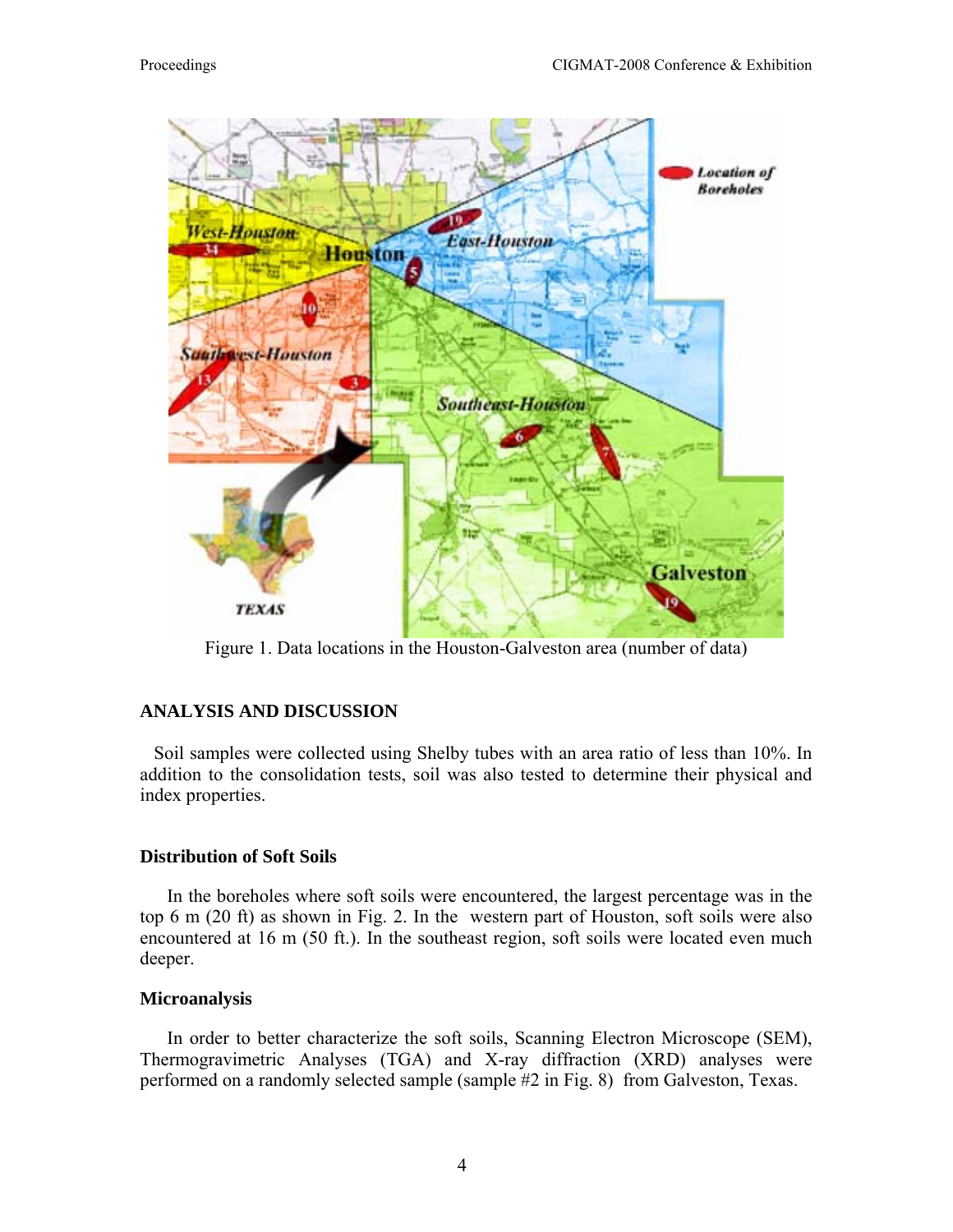Figure 1. Data locations in the Houston-Galveston area (number of data)

## ANALYSIS AND DISCUSSION

Soil samples were collected using Shelby tubes with an area ratio of less than 10%. In addition to the consolidation tests, soil was also tested to determine their physical and index properties.

### Distribution of Soft Soils

In the boreholes where soft soils were encountered, the largest percentage was in the top 6 m (20 ft) as shown in Fig. 2. In the western part of Houston, soft soils were also encountered at 16 m (50 ft.). In the southeast region, soft soils were located even much deeper.

### Microanalysis

In order to better characterize the soft soils, Scanning Electron Microscope (SEM), Thermogravimetric Analyses (TGA) and X-ray diffraction (XRD) analyses were performed on a randomly selected sample (sample #2 in Fig. 8) from Galveston, Texas.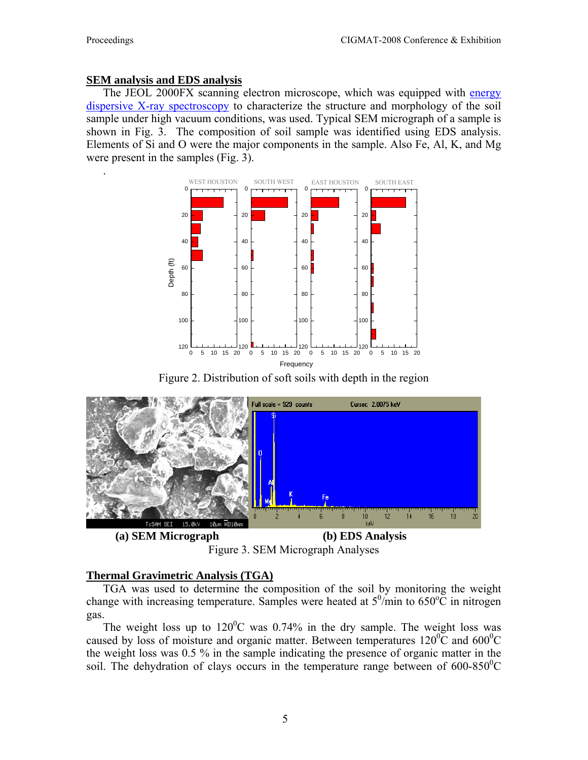## SEM analysis and EDS analysis

The JEOL 2000FX scanning electron microscope, which was equipped with energy dispersive X-ray spectroscopy to characterize the structure and morphology of the soil sample under high vacuum conditions, was used. Typical SEM micrograph of a sample is shown in Fig. 3. The composition of soil sample was identified using EDS analysis. Elements of Si and O were the major components in the sample. Also Fe, Al, K, and Mg were present in the samples (Fig. 3).

.

Figure 2. Distribution of soft soils with depth in the region

**(a) SEM Micrograph** **(b) EDS Analysis**

Figure 3. SEM Micrograph Analyses

## Thermal Gravimetric Analysis (TGA)

TGA was used to determine the composition of the soil by monitoring the weight change with increasing temperature. Samples were heated at $5^0$/min to $650^oC$ in nitrogen gas.

The weight loss up to $120^0C$ was 0.74% in the dry sample. The weight loss was caused by loss of moisture and organic matter. Between temperatures $120^0C$ and $600^0C$ the weight loss was 0.5 % in the sample indicating the presence of organic matter in the soil. The dehydration of clays occurs in the temperature range between of $600\text{-}850^0C$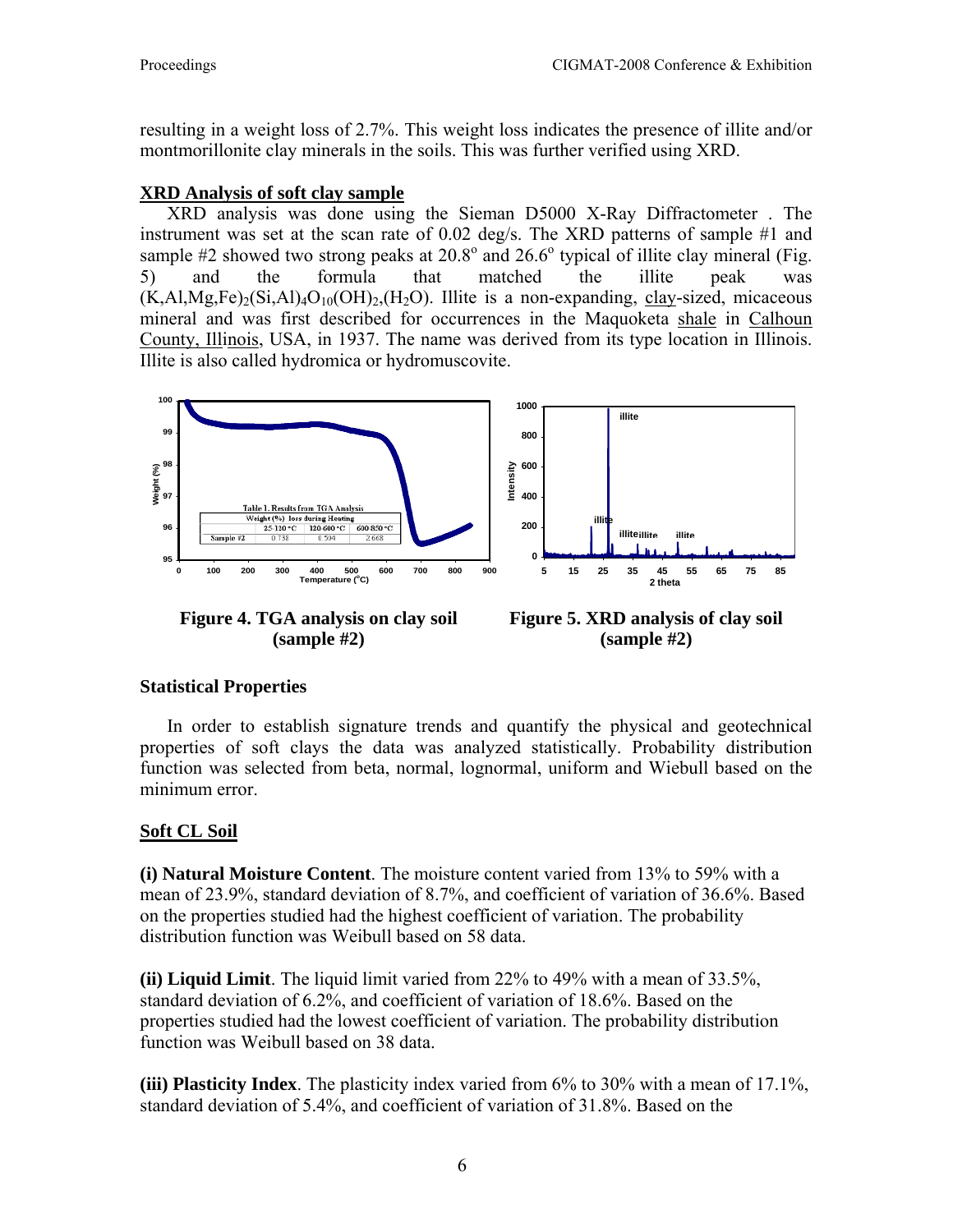resulting in a weight loss of 2.7%. This weight loss indicates the presence of illite and/or montmorillonite clay minerals in the soils. This was further verified using XRD.

## XRD Analysis of soft clay sample

XRD analysis was done using the Sieman D5000 X-Ray Diffractometer . The instrument was set at the scan rate of 0.02 deg/s. The XRD patterns of sample #1 and sample #2 showed two strong peaks at 20.8° and 26.6° typical of illite clay mineral (Fig. 5) and the formula that matched the illite peak was $(K,Al,Mg,Fe)_2(Si,Al)_4O_{10}(OH)_2,(H_2O)$. Illite is a non-expanding, clay-sized, micaceous mineral and was first described for occurrences in the Maquoketa shale in Calhoun County, Illinois, USA, in 1937. The name was derived from its type location in Illinois. Illite is also called hydromica or hydromuscovite.

Table 1. Results from TGA Analysis

| | Weight (%) loss during Heating | | |
|---|---|---|---|
| | 25-120 °C | 120-600 °C | 600-850 °C |
| Sample #2 | 0.738 | 0.504 | 2.668 |

**Figure 4. TGA analysis on clay soil (sample #2)**

**Figure 5. XRD analysis of clay soil (sample #2)**

## Statistical Properties

In order to establish signature trends and quantify the physical and geotechnical properties of soft clays the data was analyzed statistically. Probability distribution function was selected from beta, normal, lognormal, uniform and Wiebull based on the minimum error.

## Soft CL Soil

**(i) Natural Moisture Content**. The moisture content varied from 13% to 59% with a mean of 23.9%, standard deviation of 8.7%, and coefficient of variation of 36.6%. Based on the properties studied had the highest coefficient of variation. The probability distribution function was Weibull based on 58 data.

**(ii) Liquid Limit**. The liquid limit varied from 22% to 49% with a mean of 33.5%, standard deviation of 6.2%, and coefficient of variation of 18.6%. Based on the properties studied had the lowest coefficient of variation. The probability distribution function was Weibull based on 38 data.

**(iii) Plasticity Index**. The plasticity index varied from 6% to 30% with a mean of 17.1%, standard deviation of 5.4%, and coefficient of variation of 31.8%. Based on the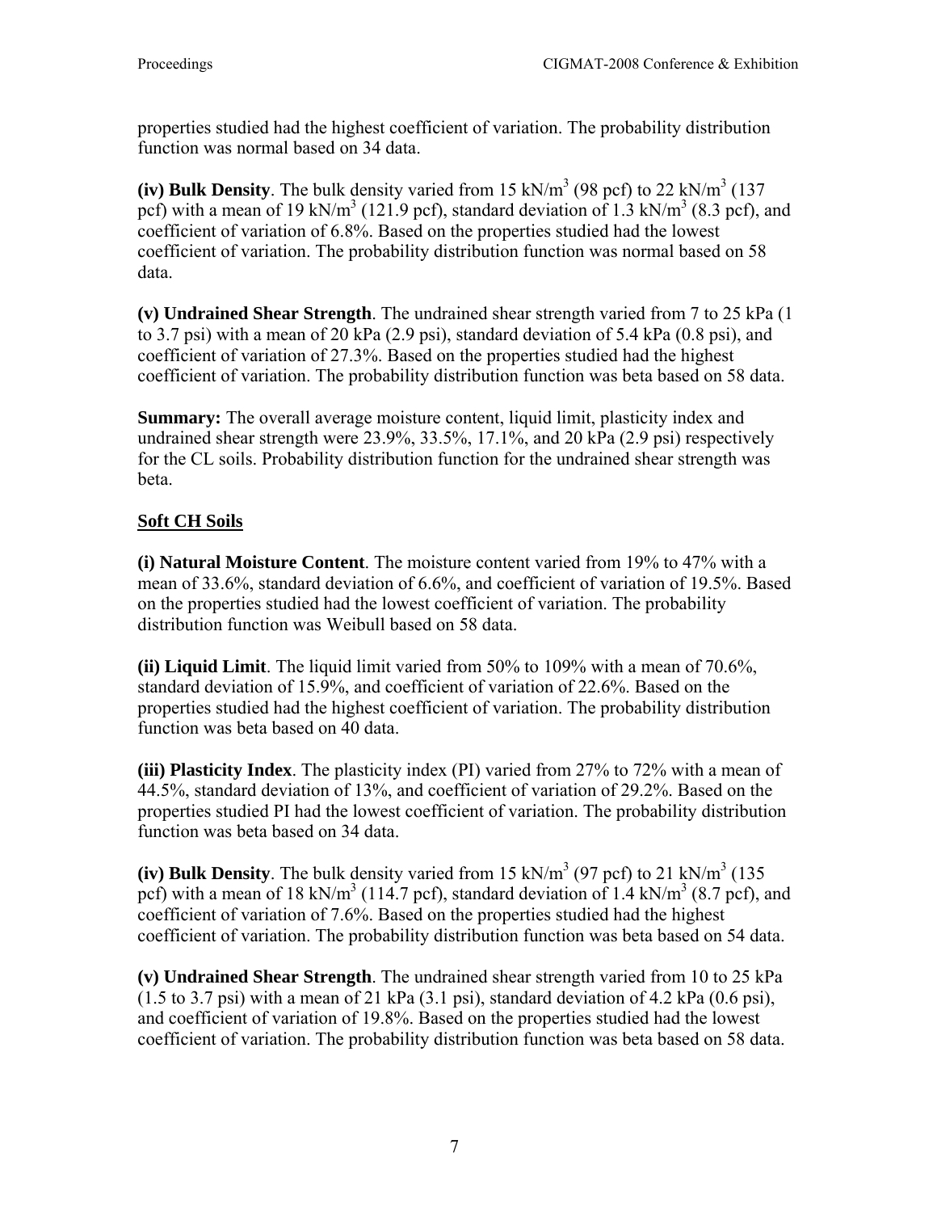properties studied had the highest coefficient of variation. The probability distribution function was normal based on 34 data.

**(iv) Bulk Density**. The bulk density varied from 15 kN/m$^3$ (98 pcf) to 22 kN/m$^3$ (137 pcf) with a mean of 19 kN/m$^3$ (121.9 pcf), standard deviation of 1.3 kN/m$^3$ (8.3 pcf), and coefficient of variation of 6.8%. Based on the properties studied had the lowest coefficient of variation. The probability distribution function was normal based on 58 data.

**(v) Undrained Shear Strength**. The undrained shear strength varied from 7 to 25 kPa (1 to 3.7 psi) with a mean of 20 kPa (2.9 psi), standard deviation of 5.4 kPa (0.8 psi), and coefficient of variation of 27.3%. Based on the properties studied had the highest coefficient of variation. The probability distribution function was beta based on 58 data.

**Summary:** The overall average moisture content, liquid limit, plasticity index and undrained shear strength were 23.9%, 33.5%, 17.1%, and 20 kPa (2.9 psi) respectively for the CL soils. Probability distribution function for the undrained shear strength was beta.

**Soft CH Soils**

**(i) Natural Moisture Content**. The moisture content varied from 19% to 47% with a mean of 33.6%, standard deviation of 6.6%, and coefficient of variation of 19.5%. Based on the properties studied had the lowest coefficient of variation. The probability distribution function was Weibull based on 58 data.

**(ii) Liquid Limit**. The liquid limit varied from 50% to 109% with a mean of 70.6%, standard deviation of 15.9%, and coefficient of variation of 22.6%. Based on the properties studied had the highest coefficient of variation. The probability distribution function was beta based on 40 data.

**(iii) Plasticity Index**. The plasticity index (PI) varied from 27% to 72% with a mean of 44.5%, standard deviation of 13%, and coefficient of variation of 29.2%. Based on the properties studied PI had the lowest coefficient of variation. The probability distribution function was beta based on 34 data.

**(iv) Bulk Density**. The bulk density varied from 15 kN/m$^3$ (97 pcf) to 21 kN/m$^3$ (135 pcf) with a mean of 18 kN/m$^3$ (114.7 pcf), standard deviation of 1.4 kN/m$^3$ (8.7 pcf), and coefficient of variation of 7.6%. Based on the properties studied had the highest coefficient of variation. The probability distribution function was beta based on 54 data.

**(v) Undrained Shear Strength**. The undrained shear strength varied from 10 to 25 kPa (1.5 to 3.7 psi) with a mean of 21 kPa (3.1 psi), standard deviation of 4.2 kPa (0.6 psi), and coefficient of variation of 19.8%. Based on the properties studied had the lowest coefficient of variation. The probability distribution function was beta based on 58 data.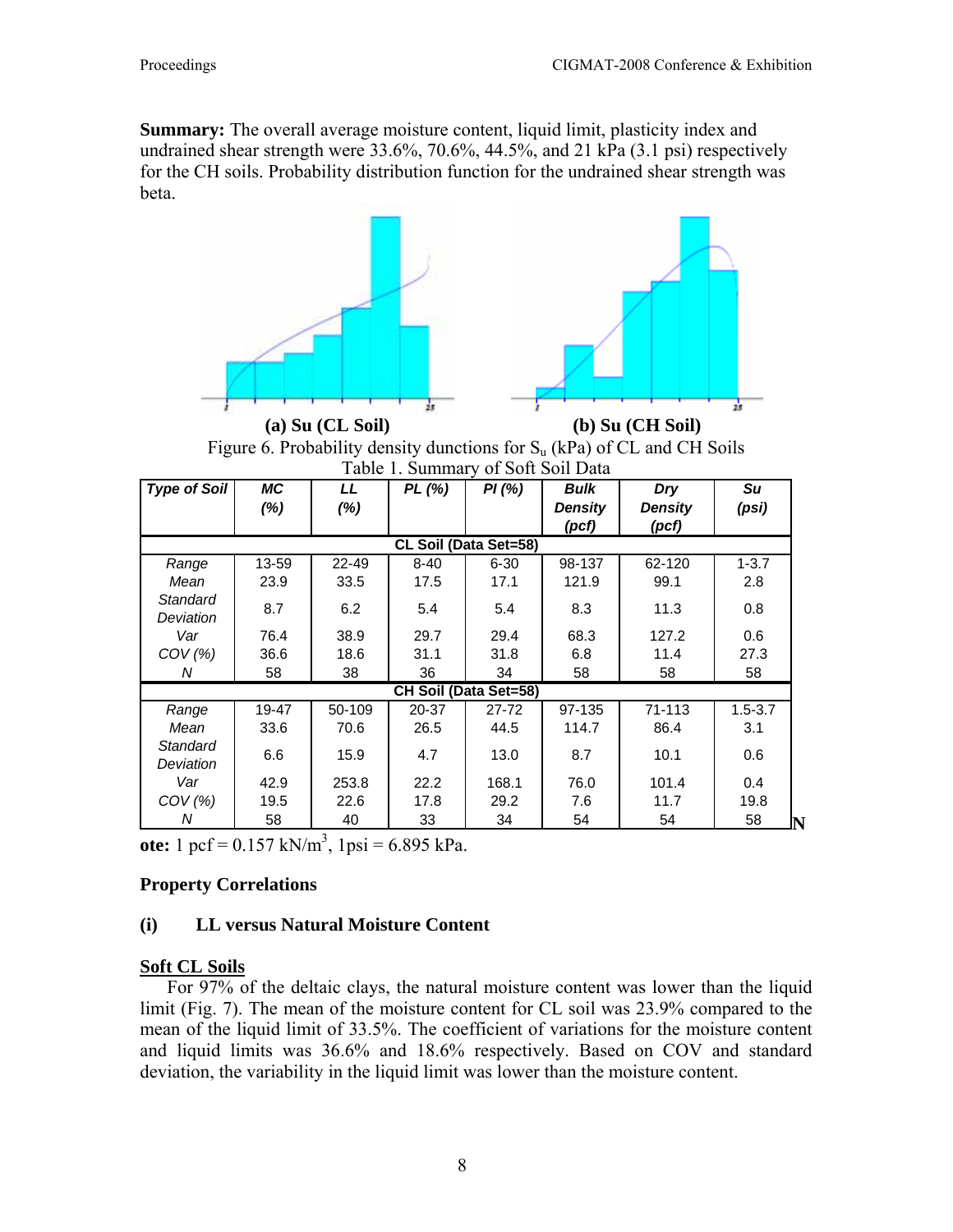**Summary:** The overall average moisture content, liquid limit, plasticity index and undrained shear strength were 33.6%, 70.6%, 44.5%, and 21 kPa (3.1 psi) respectively for the CH soils. Probability distribution function for the undrained shear strength was beta.

**(a) Su (CL Soil)** **(b) Su (CH Soil)**

Figure 6. Probability density dunctions for $S_u$ (kPa) of CL and CH Soils

Table 1. Summary of Soft Soil Data

| Type of Soil | MC (%) | LL (%) | PL (%) | PI (%) | Bulk Density (pcf) | Dry Density (pcf) | Su (psi) |
|---|---|---|---|---|---|---|---|
| **CL Soil (Data Set=58)** | | | | | | | |
| Range | 13-59 | 22-49 | 8-40 | 6-30 | 98-137 | 62-120 | 1-3.7 |
| Mean | 23.9 | 33.5 | 17.5 | 17.1 | 121.9 | 99.1 | 2.8 |
| Standard Deviation | 8.7 | 6.2 | 5.4 | 5.4 | 8.3 | 11.3 | 0.8 |
| Var | 76.4 | 38.9 | 29.7 | 29.4 | 68.3 | 127.2 | 0.6 |
| COV (%) | 36.6 | 18.6 | 31.1 | 31.8 | 6.8 | 11.4 | 27.3 |
| N | 58 | 38 | 36 | 34 | 58 | 58 | 58 |
| **CH Soil (Data Set=58)** | | | | | | | |
| Range | 19-47 | 50-109 | 20-37 | 27-72 | 97-135 | 71-113 | 1.5-3.7 |
| Mean | 33.6 | 70.6 | 26.5 | 44.5 | 114.7 | 86.4 | 3.1 |
| Standard Deviation | 6.6 | 15.9 | 4.7 | 13.0 | 8.7 | 10.1 | 0.6 |
| Var | 42.9 | 253.8 | 22.2 | 168.1 | 76.0 | 101.4 | 0.4 |
| COV (%) | 19.5 | 22.6 | 17.8 | 29.2 | 7.6 | 11.7 | 19.8 |
| N | 58 | 40 | 33 | 34 | 54 | 54 | 58 |

**Note:** 1 pcf = 0.157 kN/m$^3$, 1psi = 6.895 kPa.

**Property Correlations**

**(i) LL versus Natural Moisture Content**

**Soft CL Soils**

For 97% of the deltaic clays, the natural moisture content was lower than the liquid limit (Fig. 7). The mean of the moisture content for CL soil was 23.9% compared to the mean of the liquid limit of 33.5%. The coefficient of variations for the moisture content and liquid limits was 36.6% and 18.6% respectively. Based on COV and standard deviation, the variability in the liquid limit was lower than the moisture content.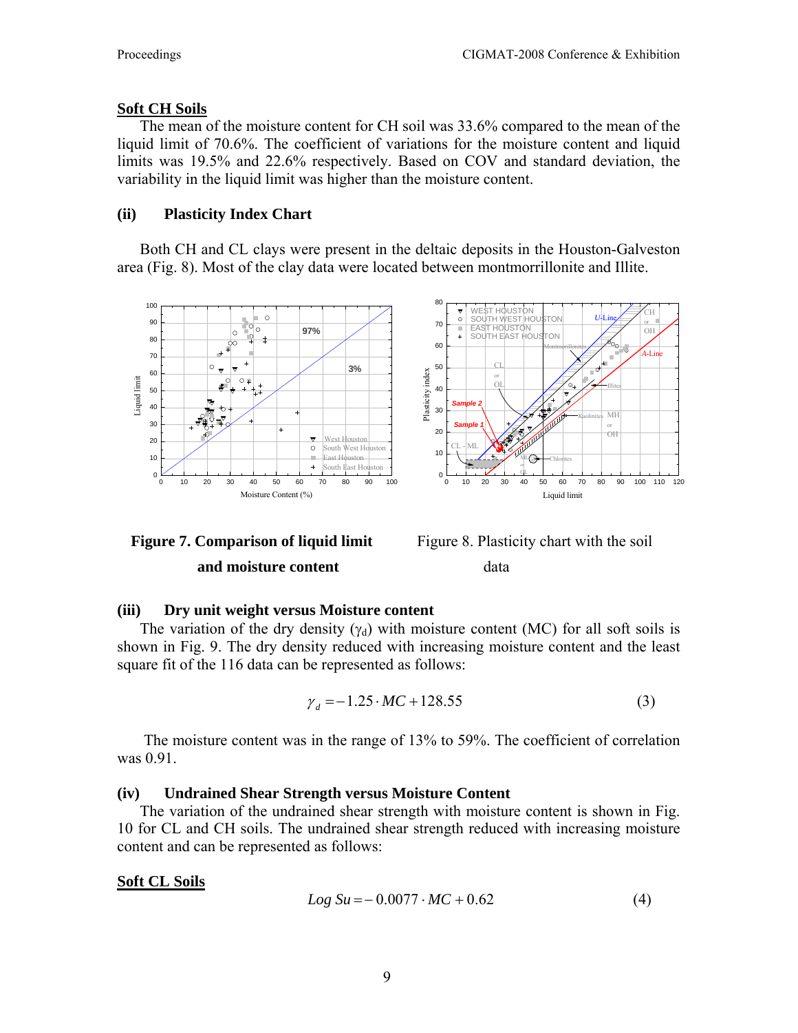**Soft CH Soils**

The mean of the moisture content for CH soil was 33.6% compared to the mean of the liquid limit of 70.6%. The coefficient of variations for the moisture content and liquid limits was 19.5% and 22.6% respectively. Based on COV and standard deviation, the variability in the liquid limit was higher than the moisture content.

### (ii) Plasticity Index Chart

Both CH and CL clays were present in the deltaic deposits in the Houston-Galveston area (Fig. 8). Most of the clay data were located between montmorrillonite and Illite.

**Figure 7. Comparison of liquid limit and moisture content**

Figure 8. Plasticity chart with the soil data

### (iii) Dry unit weight versus Moisture content

The variation of the dry density ($\gamma_d$) with moisture content (MC) for all soft soils is shown in Fig. 9. The dry density reduced with increasing moisture content and the least square fit of the 116 data can be represented as follows:

$$\gamma_d = -1.25 \cdot MC + 128.55 \qquad (3)$$

The moisture content was in the range of 13% to 59%. The coefficient of correlation was 0.91.

### (iv) Undrained Shear Strength versus Moisture Content

The variation of the undrained shear strength with moisture content is shown in Fig. 10 for CL and CH soils. The undrained shear strength reduced with increasing moisture content and can be represented as follows:

**Soft CL Soils**

$$Log\ Su = -0.0077 \cdot MC + 0.62 \qquad (4)$$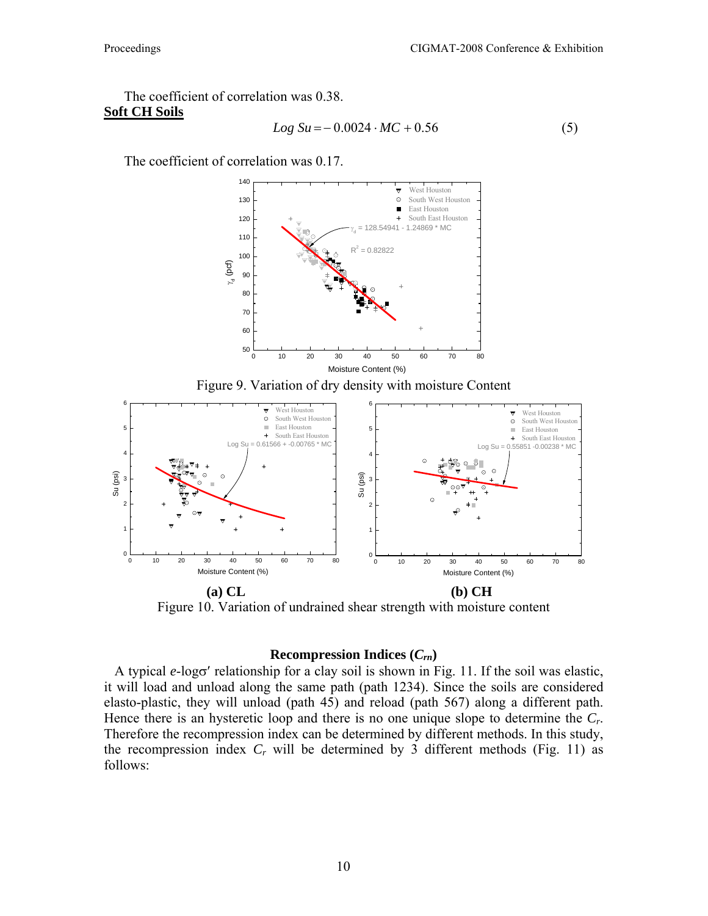The coefficient of correlation was 0.38.

**Soft CH Soils**

$$Log\ Su = -0.0024 \cdot MC + 0.56 \tag{5}$$

The coefficient of correlation was 0.17.

Figure 9. Variation of dry density with moisture Content

(a) CL (b) CH

Figure 10. Variation of undrained shear strength with moisture content

### Recompression Indices ($C_{rn}$)

A typical $e$-log$\sigma'$ relationship for a clay soil is shown in Fig. 11. If the soil was elastic, it will load and unload along the same path (path 1234). Since the soils are considered elasto-plastic, they will unload (path 45) and reload (path 567) along a different path. Hence there is an hysteretic loop and there is no one unique slope to determine the $C_r$. Therefore the recompression index can be determined by different methods. In this study, the recompression index $C_r$ will be determined by 3 different methods (Fig. 11) as follows: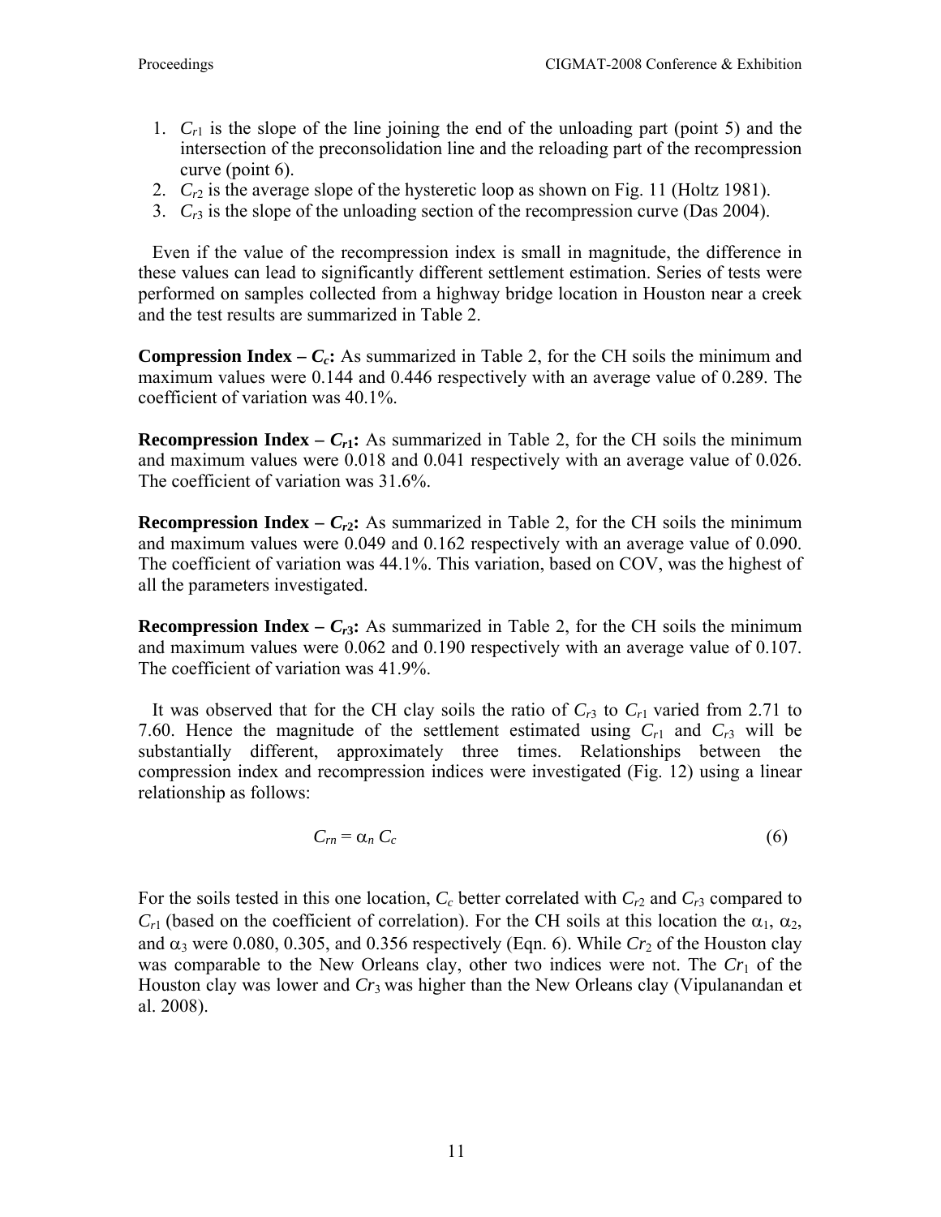1. $C_{r1}$ is the slope of the line joining the end of the unloading part (point 5) and the intersection of the preconsolidation line and the reloading part of the recompression curve (point 6).
2. $C_{r2}$ is the average slope of the hysteretic loop as shown on Fig. 11 (Holtz 1981).
3. $C_{r3}$ is the slope of the unloading section of the recompression curve (Das 2004).

Even if the value of the recompression index is small in magnitude, the difference in these values can lead to significantly different settlement estimation. Series of tests were performed on samples collected from a highway bridge location in Houston near a creek and the test results are summarized in Table 2.

**Compression Index – $C_c$:** As summarized in Table 2, for the CH soils the minimum and maximum values were 0.144 and 0.446 respectively with an average value of 0.289. The coefficient of variation was 40.1%.

**Recompression Index – $C_{r1}$:** As summarized in Table 2, for the CH soils the minimum and maximum values were 0.018 and 0.041 respectively with an average value of 0.026. The coefficient of variation was 31.6%.

**Recompression Index – $C_{r2}$:** As summarized in Table 2, for the CH soils the minimum and maximum values were 0.049 and 0.162 respectively with an average value of 0.090. The coefficient of variation was 44.1%. This variation, based on COV, was the highest of all the parameters investigated.

**Recompression Index – $C_{r3}$:** As summarized in Table 2, for the CH soils the minimum and maximum values were 0.062 and 0.190 respectively with an average value of 0.107. The coefficient of variation was 41.9%.

It was observed that for the CH clay soils the ratio of $C_{r3}$ to $C_{r1}$ varied from 2.71 to 7.60. Hence the magnitude of the settlement estimated using $C_{r1}$ and $C_{r3}$ will be substantially different, approximately three times. Relationships between the compression index and recompression indices were investigated (Fig. 12) using a linear relationship as follows:

$$C_{rn} = \alpha_n C_c \tag{6}$$

For the soils tested in this one location, $C_c$ better correlated with $C_{r2}$ and $C_{r3}$ compared to $C_{r1}$ (based on the coefficient of correlation). For the CH soils at this location the $\alpha_1$, $\alpha_2$, and $\alpha_3$ were 0.080, 0.305, and 0.356 respectively (Eqn. 6). While $Cr_2$ of the Houston clay was comparable to the New Orleans clay, other two indices were not. The $Cr_1$ of the Houston clay was lower and $Cr_3$ was higher than the New Orleans clay (Vipulanandan et al. 2008).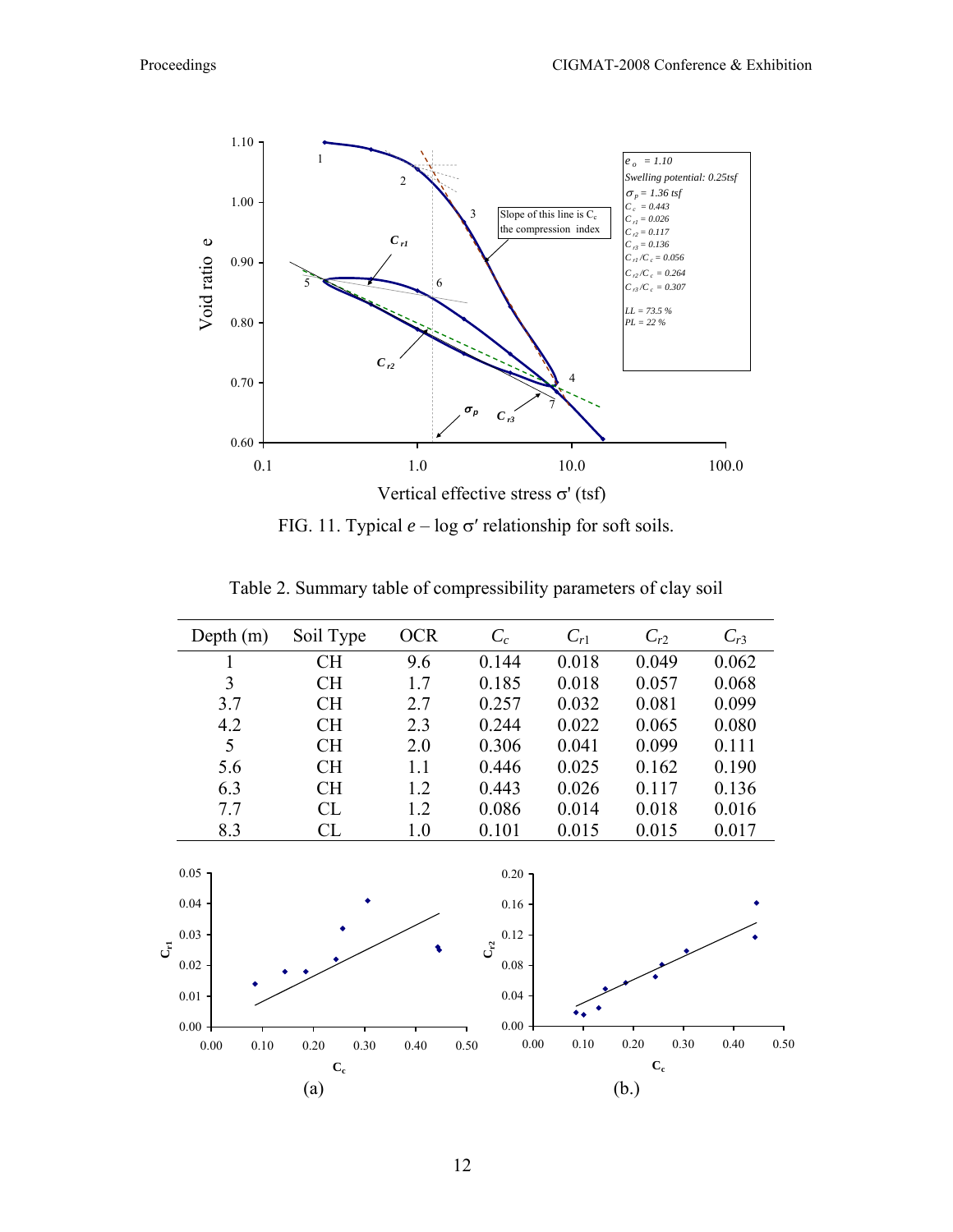FIG. 11. Typical $e$ – log $\sigma'$ relationship for soft soils.

Table 2. Summary table of compressibility parameters of clay soil

| Depth (m) | Soil Type | OCR | $C_c$ | $C_{r1}$ | $C_{r2}$ | $C_{r3}$ |
|---|---|---|---|---|---|---|
| 1 | CH | 9.6 | 0.144 | 0.018 | 0.049 | 0.062 |
| 3 | CH | 1.7 | 0.185 | 0.018 | 0.057 | 0.068 |
| 3.7 | CH | 2.7 | 0.257 | 0.032 | 0.081 | 0.099 |
| 4.2 | CH | 2.3 | 0.244 | 0.022 | 0.065 | 0.080 |
| 5 | CH | 2.0 | 0.306 | 0.041 | 0.099 | 0.111 |
| 5.6 | CH | 1.1 | 0.446 | 0.025 | 0.162 | 0.190 |
| 6.3 | CH | 1.2 | 0.443 | 0.026 | 0.117 | 0.136 |
| 7.7 | CL | 1.2 | 0.086 | 0.014 | 0.018 | 0.016 |
| 8.3 | CL | 1.0 | 0.101 | 0.015 | 0.015 | 0.017 |

(a)

(b.)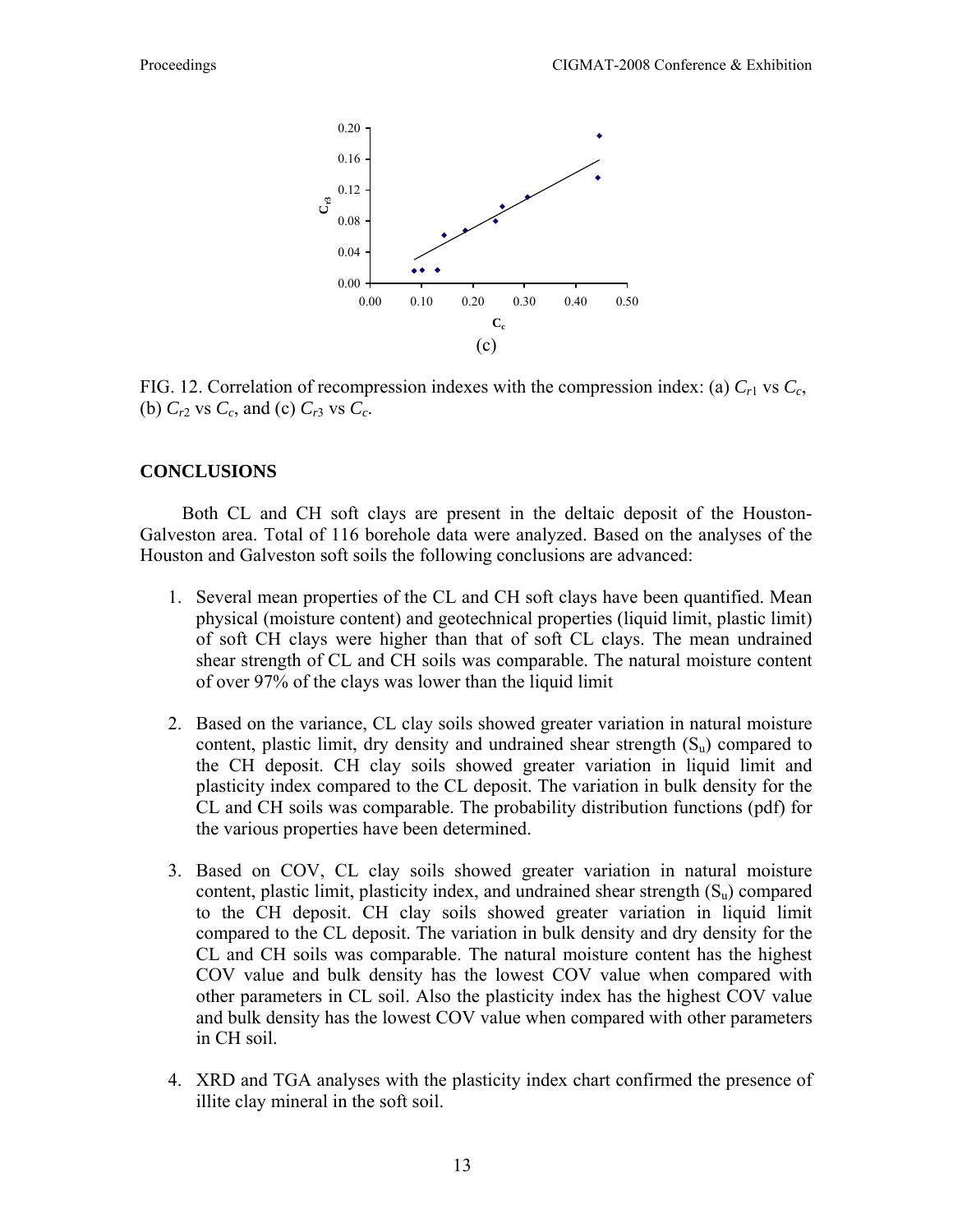(c)

FIG. 12. Correlation of recompression indexes with the compression index: (a) $C_{r1}$ vs $C_c$, (b) $C_{r2}$ vs $C_c$, and (c) $C_{r3}$ vs $C_c$.

## CONCLUSIONS

Both CL and CH soft clays are present in the deltaic deposit of the Houston-Galveston area. Total of 116 borehole data were analyzed. Based on the analyses of the Houston and Galveston soft soils the following conclusions are advanced:

1. Several mean properties of the CL and CH soft clays have been quantified. Mean physical (moisture content) and geotechnical properties (liquid limit, plastic limit) of soft CH clays were higher than that of soft CL clays. The mean undrained shear strength of CL and CH soils was comparable. The natural moisture content of over 97% of the clays was lower than the liquid limit

2. Based on the variance, CL clay soils showed greater variation in natural moisture content, plastic limit, dry density and undrained shear strength ($S_u$) compared to the CH deposit. CH clay soils showed greater variation in liquid limit and plasticity index compared to the CL deposit. The variation in bulk density for the CL and CH soils was comparable. The probability distribution functions (pdf) for the various properties have been determined.

3. Based on COV, CL clay soils showed greater variation in natural moisture content, plastic limit, plasticity index, and undrained shear strength ($S_u$) compared to the CH deposit. CH clay soils showed greater variation in liquid limit compared to the CL deposit. The variation in bulk density and dry density for the CL and CH soils was comparable. The natural moisture content has the highest COV value and bulk density has the lowest COV value when compared with other parameters in CL soil. Also the plasticity index has the highest COV value and bulk density has the lowest COV value when compared with other parameters in CH soil.

4. XRD and TGA analyses with the plasticity index chart confirmed the presence of illite clay mineral in the soft soil.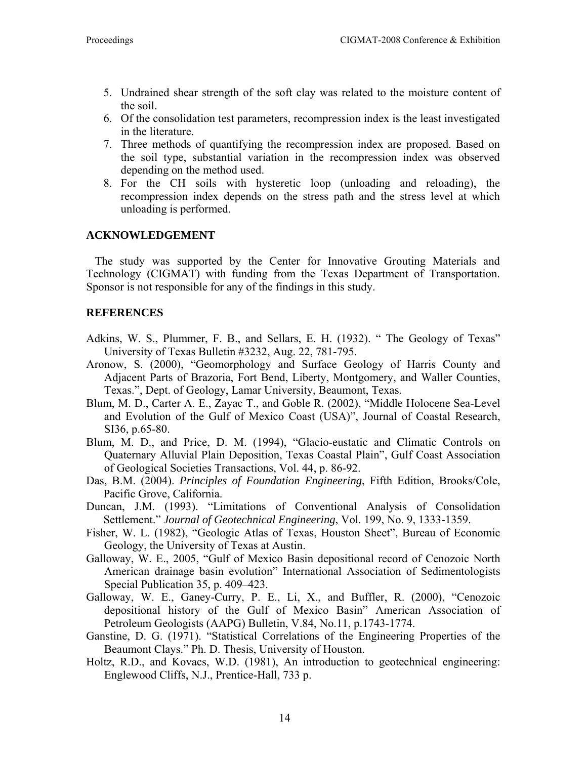5. Undrained shear strength of the soft clay was related to the moisture content of the soil.
6. Of the consolidation test parameters, recompression index is the least investigated in the literature.
7. Three methods of quantifying the recompression index are proposed. Based on the soil type, substantial variation in the recompression index was observed depending on the method used.
8. For the CH soils with hysteretic loop (unloading and reloading), the recompression index depends on the stress path and the stress level at which unloading is performed.

## ACKNOWLEDGEMENT

The study was supported by the Center for Innovative Grouting Materials and Technology (CIGMAT) with funding from the Texas Department of Transportation. Sponsor is not responsible for any of the findings in this study.

## REFERENCES

Adkins, W. S., Plummer, F. B., and Sellars, E. H. (1932). " The Geology of Texas" University of Texas Bulletin #3232, Aug. 22, 781-795.

Aronow, S. (2000), "Geomorphology and Surface Geology of Harris County and Adjacent Parts of Brazoria, Fort Bend, Liberty, Montgomery, and Waller Counties, Texas.", Dept. of Geology, Lamar University, Beaumont, Texas.

Blum, M. D., Carter A. E., Zayac T., and Goble R. (2002), "Middle Holocene Sea-Level and Evolution of the Gulf of Mexico Coast (USA)", Journal of Coastal Research, SI36, p.65-80.

Blum, M. D., and Price, D. M. (1994), "Glacio-eustatic and Climatic Controls on Quaternary Alluvial Plain Deposition, Texas Coastal Plain", Gulf Coast Association of Geological Societies Transactions, Vol. 44, p. 86-92.

Das, B.M. (2004). *Principles of Foundation Engineering*, Fifth Edition, Brooks/Cole, Pacific Grove, California.

Duncan, J.M. (1993). "Limitations of Conventional Analysis of Consolidation Settlement." *Journal of Geotechnical Engineering*, Vol. 199, No. 9, 1333-1359.

Fisher, W. L. (1982), "Geologic Atlas of Texas, Houston Sheet", Bureau of Economic Geology, the University of Texas at Austin.

Galloway, W. E., 2005, "Gulf of Mexico Basin depositional record of Cenozoic North American drainage basin evolution" International Association of Sedimentologists Special Publication 35, p. 409–423.

Galloway, W. E., Ganey-Curry, P. E., Li, X., and Buffler, R. (2000), "Cenozoic depositional history of the Gulf of Mexico Basin" American Association of Petroleum Geologists (AAPG) Bulletin, V.84, No.11, p.1743-1774.

Ganstine, D. G. (1971). "Statistical Correlations of the Engineering Properties of the Beaumont Clays." Ph. D. Thesis, University of Houston.

Holtz, R.D., and Kovacs, W.D. (1981), An introduction to geotechnical engineering: Englewood Cliffs, N.J., Prentice-Hall, 733 p.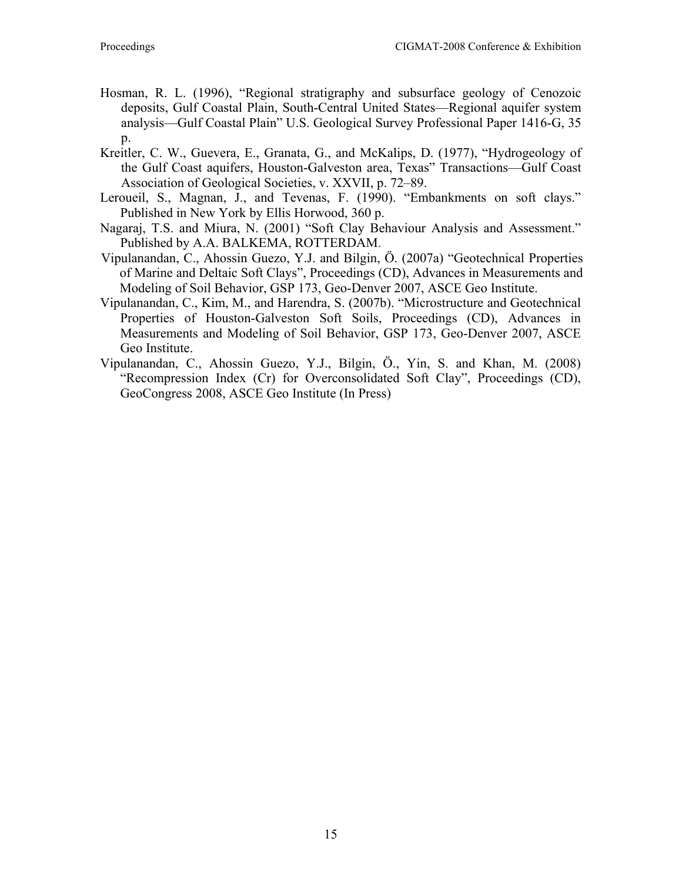Hosman, R. L. (1996), "Regional stratigraphy and subsurface geology of Cenozoic deposits, Gulf Coastal Plain, South-Central United States—Regional aquifer system analysis—Gulf Coastal Plain" U.S. Geological Survey Professional Paper 1416-G, 35 p.

Kreitler, C. W., Guevera, E., Granata, G., and McKalips, D. (1977), "Hydrogeology of the Gulf Coast aquifers, Houston-Galveston area, Texas" Transactions—Gulf Coast Association of Geological Societies, v. XXVII, p. 72–89.

Leroueil, S., Magnan, J., and Tevenas, F. (1990). "Embankments on soft clays." Published in New York by Ellis Horwood, 360 p.

Nagaraj, T.S. and Miura, N. (2001) "Soft Clay Behaviour Analysis and Assessment." Published by A.A. BALKEMA, ROTTERDAM.

Vipulanandan, C., Ahossin Guezo, Y.J. and Bilgin, Ö. (2007a) "Geotechnical Properties of Marine and Deltaic Soft Clays", Proceedings (CD), Advances in Measurements and Modeling of Soil Behavior, GSP 173, Geo-Denver 2007, ASCE Geo Institute.

Vipulanandan, C., Kim, M., and Harendra, S. (2007b). "Microstructure and Geotechnical Properties of Houston-Galveston Soft Soils, Proceedings (CD), Advances in Measurements and Modeling of Soil Behavior, GSP 173, Geo-Denver 2007, ASCE Geo Institute.

Vipulanandan, C., Ahossin Guezo, Y.J., Bilgin, Ö., Yin, S. and Khan, M. (2008) "Recompression Index (Cr) for Overconsolidated Soft Clay", Proceedings (CD), GeoCongress 2008, ASCE Geo Institute (In Press)